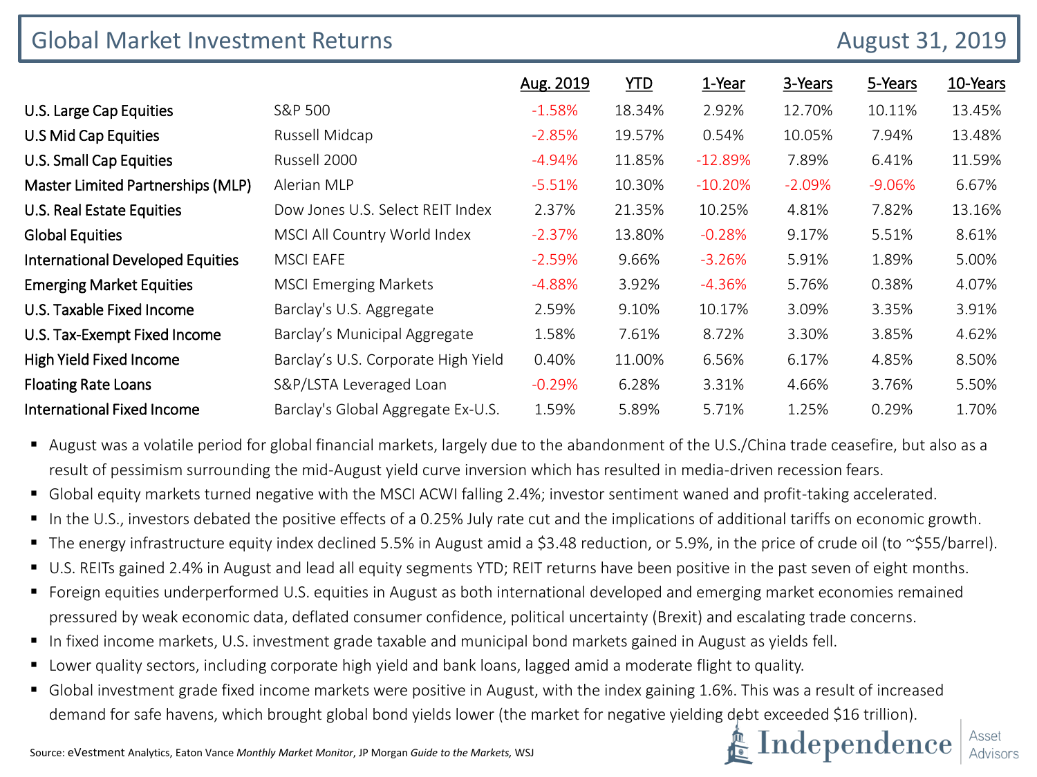# Global Market Investment Returns

August 31, 2019

| | | Aug. 2019 | YTD | 1-Year | 3-Years | 5-Years | 10-Years |
|---|---|---|---|---|---|---|---|
| U.S. Large Cap Equities | S&P 500 | -1.58% | 18.34% | 2.92% | 12.70% | 10.11% | 13.45% |
| U.S Mid Cap Equities | Russell Midcap | -2.85% | 19.57% | 0.54% | 10.05% | 7.94% | 13.48% |
| U.S. Small Cap Equities | Russell 2000 | -4.94% | 11.85% | -12.89% | 7.89% | 6.41% | 11.59% |
| Master Limited Partnerships (MLP) | Alerian MLP | -5.51% | 10.30% | -10.20% | -2.09% | -9.06% | 6.67% |
| U.S. Real Estate Equities | Dow Jones U.S. Select REIT Index | 2.37% | 21.35% | 10.25% | 4.81% | 7.82% | 13.16% |
| Global Equities | MSCI All Country World Index | -2.37% | 13.80% | -0.28% | 9.17% | 5.51% | 8.61% |
| International Developed Equities | MSCI EAFE | -2.59% | 9.66% | -3.26% | 5.91% | 1.89% | 5.00% |
| Emerging Market Equities | MSCI Emerging Markets | -4.88% | 3.92% | -4.36% | 5.76% | 0.38% | 4.07% |
| U.S. Taxable Fixed Income | Barclay's U.S. Aggregate | 2.59% | 9.10% | 10.17% | 3.09% | 3.35% | 3.91% |
| U.S. Tax-Exempt Fixed Income | Barclay's Municipal Aggregate | 1.58% | 7.61% | 8.72% | 3.30% | 3.85% | 4.62% |
| High Yield Fixed Income | Barclay's U.S. Corporate High Yield | 0.40% | 11.00% | 6.56% | 6.17% | 4.85% | 8.50% |
| Floating Rate Loans | S&P/LSTA Leveraged Loan | -0.29% | 6.28% | 3.31% | 4.66% | 3.76% | 5.50% |
| International Fixed Income | Barclay's Global Aggregate Ex-U.S. | 1.59% | 5.89% | 5.71% | 1.25% | 0.29% | 1.70% |

- August was a volatile period for global financial markets, largely due to the abandonment of the U.S./China trade ceasefire, but also as a result of pessimism surrounding the mid-August yield curve inversion which has resulted in media-driven recession fears.
- Global equity markets turned negative with the MSCI ACWI falling 2.4%; investor sentiment waned and profit-taking accelerated.
- In the U.S., investors debated the positive effects of a 0.25% July rate cut and the implications of additional tariffs on economic growth.
- The energy infrastructure equity index declined 5.5% in August amid a $3.48 reduction, or 5.9%, in the price of crude oil (to ~$55/barrel).
- U.S. REITs gained 2.4% in August and lead all equity segments YTD; REIT returns have been positive in the past seven of eight months.
- Foreign equities underperformed U.S. equities in August as both international developed and emerging market economies remained pressured by weak economic data, deflated consumer confidence, political uncertainty (Brexit) and escalating trade concerns.
- In fixed income markets, U.S. investment grade taxable and municipal bond markets gained in August as yields fell.
- Lower quality sectors, including corporate high yield and bank loans, lagged amid a moderate flight to quality.
- Global investment grade fixed income markets were positive in August, with the index gaining 1.6%. This was a result of increased demand for safe havens, which brought global bond yields lower (the market for negative yielding debt exceeded $16 trillion).

Source: eVestment Analytics, Eaton Vance *Monthly Market Monitor*, JP Morgan *Guide to the Markets*, WSJ

Independence Asset Advisors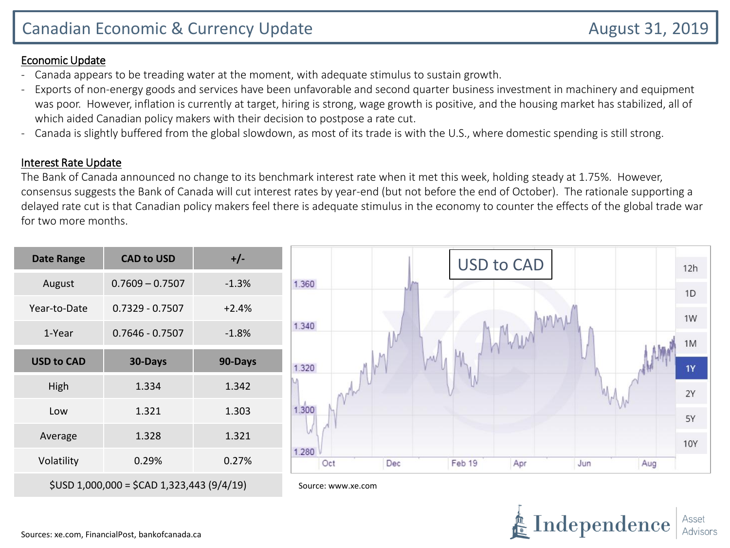# Canadian Economic & Currency Update

August 31, 2019

## Economic Update

- Canada appears to be treading water at the moment, with adequate stimulus to sustain growth.
- Exports of non-energy goods and services have been unfavorable and second quarter business investment in machinery and equipment was poor. However, inflation is currently at target, hiring is strong, wage growth is positive, and the housing market has stabilized, all of which aided Canadian policy makers with their decision to postpose a rate cut.
- Canada is slightly buffered from the global slowdown, as most of its trade is with the U.S., where domestic spending is still strong.

## Interest Rate Update

The Bank of Canada announced no change to its benchmark interest rate when it met this week, holding steady at 1.75%. However, consensus suggests the Bank of Canada will cut interest rates by year-end (but not before the end of October). The rationale supporting a delayed rate cut is that Canadian policy makers feel there is adequate stimulus in the economy to counter the effects of the global trade war for two more months.

| Date Range | CAD to USD | +/- |
|---|---|---|
| August | 0.7609 – 0.7507 | -1.3% |
| Year-to-Date | 0.7329 - 0.7507 | +2.4% |
| 1-Year | 0.7646 - 0.7507 | -1.8% |

| USD to CAD | 30-Days | 90-Days |
|---|---|---|
| High | 1.334 | 1.342 |
| Low | 1.321 | 1.303 |
| Average | 1.328 | 1.321 |
| Volatility | 0.29% | 0.27% |
| $USD 1,000,000 = $CAD 1,323,443 (9/4/19) | | |

USD to CAD

Source: www.xe.com

Sources: xe.com, FinancialPost, bankofcanada.ca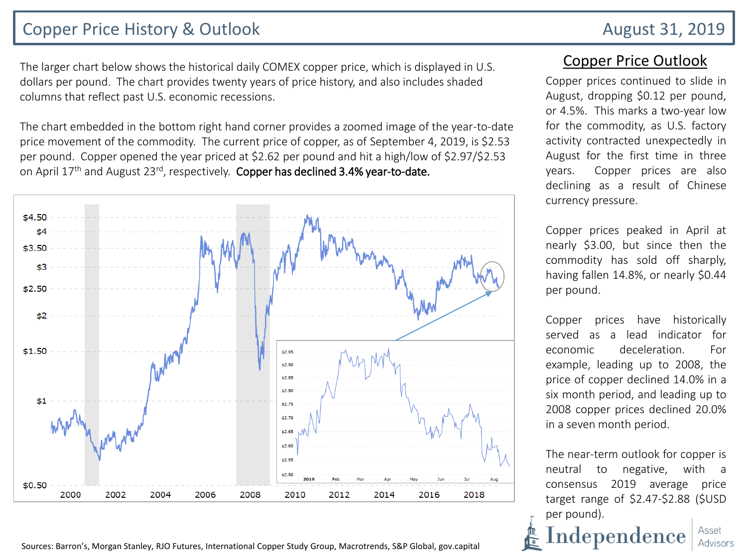# Copper Price History & Outlook

August 31, 2019

The larger chart below shows the historical daily COMEX copper price, which is displayed in U.S. dollars per pound. The chart provides twenty years of price history, and also includes shaded columns that reflect past U.S. economic recessions.

The chart embedded in the bottom right hand corner provides a zoomed image of the year-to-date price movement of the commodity. The current price of copper, as of September 4, 2019, is $2.53 per pound. Copper opened the year priced at $2.62 per pound and hit a high/low of $2.97/$2.53 on April 17th and August 23rd, respectively. **Copper has declined 3.4% year-to-date.**

$4.50
$4
$3.50
$3
$2.50
$2
$1.50
$1
$0.50

2000 2002 2004 2006 2008 2010 2012 2014 2016 2018

$2.95
$2.90
$2.85
$2.80
$2.75
$2.70
$2.65
$2.60
$2.55
$2.50

2019 Feb Mar Apr May Jun Jul Aug

## Copper Price Outlook

Copper prices continued to slide in August, dropping $0.12 per pound, or 4.5%. This marks a two-year low for the commodity, as U.S. factory activity contracted unexpectedly in August for the first time in three years. Copper prices are also declining as a result of Chinese currency pressure.

Copper prices peaked in April at nearly $3.00, but since then the commodity has sold off sharply, having fallen 14.8%, or nearly $0.44 per pound.

Copper prices have historically served as a lead indicator for economic deceleration. For example, leading up to 2008, the price of copper declined 14.0% in a six month period, and leading up to 2008 copper prices declined 20.0% in a seven month period.

The near-term outlook for copper is neutral to negative, with a consensus 2019 average price target range of $2.47-$2.88 ($USD per pound).

Sources: Barron's, Morgan Stanley, RJO Futures, International Copper Study Group, Macrotrends, S&P Global, gov.capital

Independence Asset Advisors